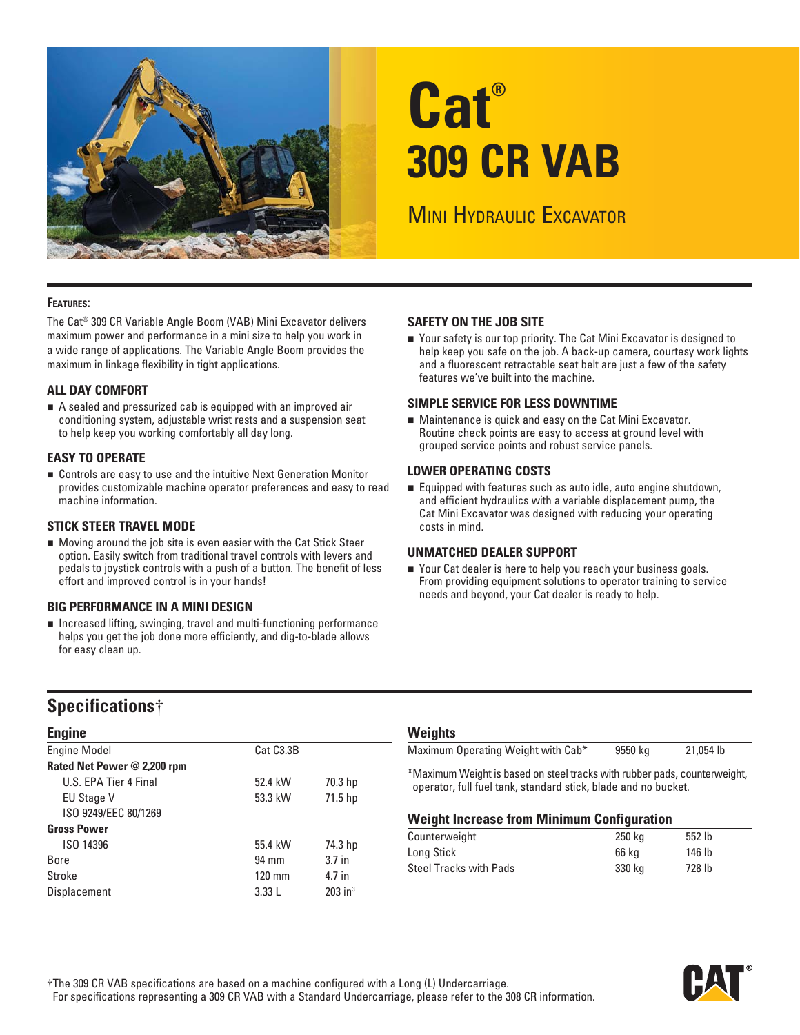# Cat® 309 CR VAB

## Mini Hydraulic Excavator

**Features:**

The Cat® 309 CR Variable Angle Boom (VAB) Mini Excavator delivers maximum power and performance in a mini size to help you work in a wide range of applications. The Variable Angle Boom provides the maximum in linkage flexibility in tight applications.

### ALL DAY COMFORT

- A sealed and pressurized cab is equipped with an improved air conditioning system, adjustable wrist rests and a suspension seat to help keep you working comfortably all day long.

### EASY TO OPERATE

- Controls are easy to use and the intuitive Next Generation Monitor provides customizable machine operator preferences and easy to read machine information.

### STICK STEER TRAVEL MODE

- Moving around the job site is even easier with the Cat Stick Steer option. Easily switch from traditional travel controls with levers and pedals to joystick controls with a push of a button. The benefit of less effort and improved control is in your hands!

### BIG PERFORMANCE IN A MINI DESIGN

- Increased lifting, swinging, travel and multi-functioning performance helps you get the job done more efficiently, and dig-to-blade allows for easy clean up.

### SAFETY ON THE JOB SITE

- Your safety is our top priority. The Cat Mini Excavator is designed to help keep you safe on the job. A back-up camera, courtesy work lights and a fluorescent retractable seat belt are just a few of the safety features we've built into the machine.

### SIMPLE SERVICE FOR LESS DOWNTIME

- Maintenance is quick and easy on the Cat Mini Excavator. Routine check points are easy to access at ground level with grouped service points and robust service panels.

### LOWER OPERATING COSTS

- Equipped with features such as auto idle, auto engine shutdown, and efficient hydraulics with a variable displacement pump, the Cat Mini Excavator was designed with reducing your operating costs in mind.

### UNMATCHED DEALER SUPPORT

- Your Cat dealer is here to help you reach your business goals. From providing equipment solutions to operator training to service needs and beyond, your Cat dealer is ready to help.

## Specifications†

### Engine

| | | |
|---|---|---|
| Engine Model | Cat C3.3B | |
| **Rated Net Power @ 2,200 rpm** | | |
| U.S. EPA Tier 4 Final | 52.4 kW | 70.3 hp |
| EU Stage V | 53.3 kW | 71.5 hp |
| ISO 9249/EEC 80/1269 | | |
| **Gross Power** | | |
| ISO 14396 | 55.4 kW | 74.3 hp |
| Bore | 94 mm | 3.7 in |
| Stroke | 120 mm | 4.7 in |
| Displacement | 3.33 L | 203 in³ |

### Weights

| | | |
|---|---|---|
| Maximum Operating Weight with Cab* | 9550 kg | 21,054 lb |

*Maximum Weight is based on steel tracks with rubber pads, counterweight, operator, full fuel tank, standard stick, blade and no bucket.

### Weight Increase from Minimum Configuration

| | | |
|---|---|---|
| Counterweight | 250 kg | 552 lb |
| Long Stick | 66 kg | 146 lb |
| Steel Tracks with Pads | 330 kg | 728 lb |

†The 309 CR VAB specifications are based on a machine configured with a Long (L) Undercarriage. For specifications representing a 309 CR VAB with a Standard Undercarriage, please refer to the 308 CR information.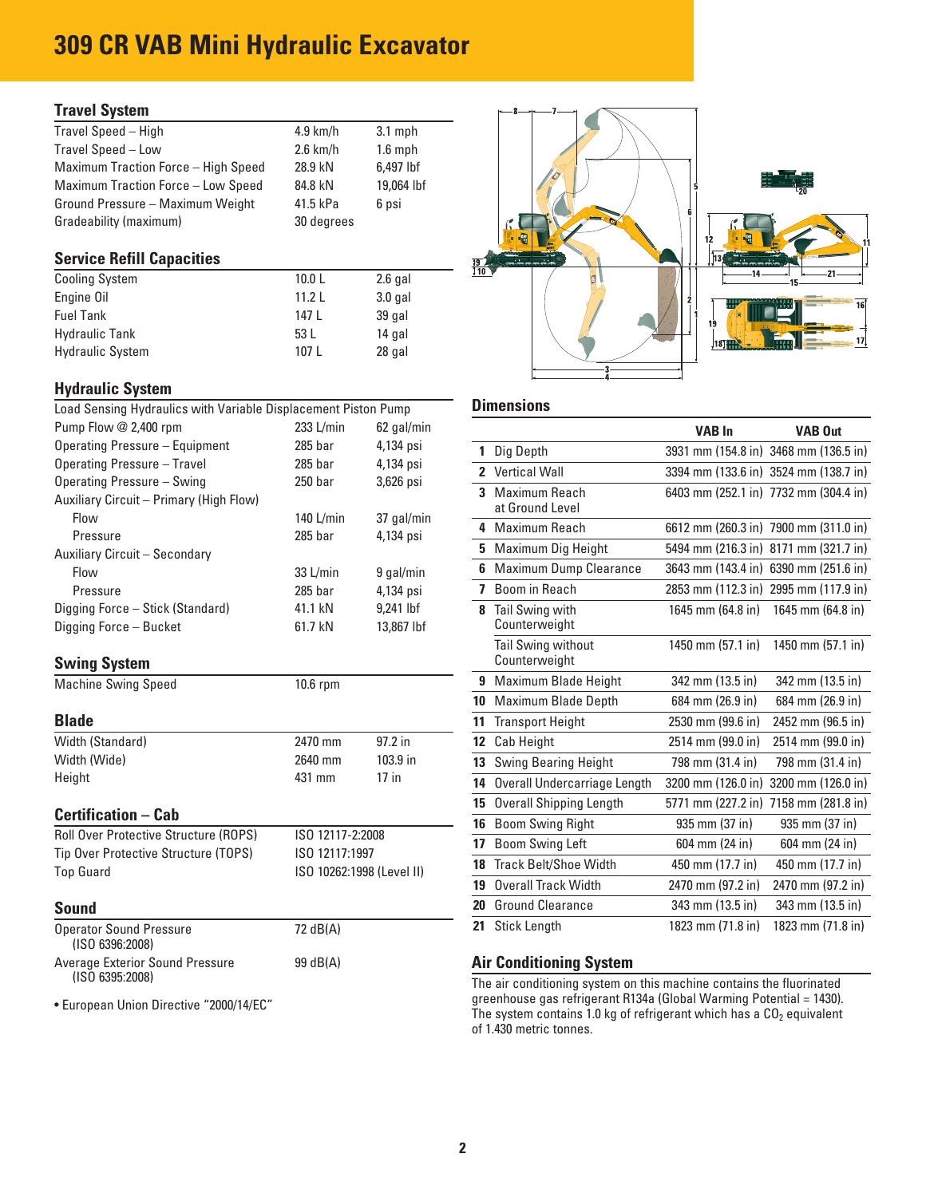# 309 CR VAB Mini Hydraulic Excavator

## Travel System

| | | |
|---|---|---|
| Travel Speed – High | 4.9 km/h | 3.1 mph |
| Travel Speed – Low | 2.6 km/h | 1.6 mph |
| Maximum Traction Force – High Speed | 28.9 kN | 6,497 lbf |
| Maximum Traction Force – Low Speed | 84.8 kN | 19,064 lbf |
| Ground Pressure – Maximum Weight | 41.5 kPa | 6 psi |
| Gradeability (maximum) | 30 degrees | |

## Service Refill Capacities

| | | |
|---|---|---|
| Cooling System | 10.0 L | 2.6 gal |
| Engine Oil | 11.2 L | 3.0 gal |
| Fuel Tank | 147 L | 39 gal |
| Hydraulic Tank | 53 L | 14 gal |
| Hydraulic System | 107 L | 28 gal |

## Hydraulic System

| | | |
|---|---|---|
| Load Sensing Hydraulics with Variable Displacement Piston Pump | | |
| Pump Flow @ 2,400 rpm | 233 L/min | 62 gal/min |
| Operating Pressure – Equipment | 285 bar | 4,134 psi |
| Operating Pressure – Travel | 285 bar | 4,134 psi |
| Operating Pressure – Swing | 250 bar | 3,626 psi |
| Auxiliary Circuit – Primary (High Flow) | | |
| Flow | 140 L/min | 37 gal/min |
| Pressure | 285 bar | 4,134 psi |
| Auxiliary Circuit – Secondary | | |
| Flow | 33 L/min | 9 gal/min |
| Pressure | 285 bar | 4,134 psi |
| Digging Force – Stick (Standard) | 41.1 kN | 9,241 lbf |
| Digging Force – Bucket | 61.7 kN | 13,867 lbf |

## Swing System

| | |
|---|---|
| Machine Swing Speed | 10.6 rpm |

## Blade

| | | |
|---|---|---|
| Width (Standard) | 2470 mm | 97.2 in |
| Width (Wide) | 2640 mm | 103.9 in |
| Height | 431 mm | 17 in |

## Certification – Cab

| | |
|---|---|
| Roll Over Protective Structure (ROPS) | ISO 12117-2:2008 |
| Tip Over Protective Structure (TOPS) | ISO 12117:1997 |
| Top Guard | ISO 10262:1998 (Level II) |

## Sound

| | |
|---|---|
| Operator Sound Pressure (ISO 6396:2008) | 72 dB(A) |
| Average Exterior Sound Pressure (ISO 6395:2008) | 99 dB(A) |

- European Union Directive "2000/14/EC"

## Dimensions

| | | VAB In | VAB Out |
|---|---|---|---|
| 1 | Dig Depth | 3931 mm (154.8 in) | 3468 mm (136.5 in) |
| 2 | Vertical Wall | 3394 mm (133.6 in) | 3524 mm (138.7 in) |
| 3 | Maximum Reach at Ground Level | 6403 mm (252.1 in) | 7732 mm (304.4 in) |
| 4 | Maximum Reach | 6612 mm (260.3 in) | 7900 mm (311.0 in) |
| 5 | Maximum Dig Height | 5494 mm (216.3 in) | 8171 mm (321.7 in) |
| 6 | Maximum Dump Clearance | 3643 mm (143.4 in) | 6390 mm (251.6 in) |
| 7 | Boom in Reach | 2853 mm (112.3 in) | 2995 mm (117.9 in) |
| 8 | Tail Swing with Counterweight | 1645 mm (64.8 in) | 1645 mm (64.8 in) |
| | Tail Swing without Counterweight | 1450 mm (57.1 in) | 1450 mm (57.1 in) |
| 9 | Maximum Blade Height | 342 mm (13.5 in) | 342 mm (13.5 in) |
| 10 | Maximum Blade Depth | 684 mm (26.9 in) | 684 mm (26.9 in) |
| 11 | Transport Height | 2530 mm (99.6 in) | 2452 mm (96.5 in) |
| 12 | Cab Height | 2514 mm (99.0 in) | 2514 mm (99.0 in) |
| 13 | Swing Bearing Height | 798 mm (31.4 in) | 798 mm (31.4 in) |
| 14 | Overall Undercarriage Length | 3200 mm (126.0 in) | 3200 mm (126.0 in) |
| 15 | Overall Shipping Length | 5771 mm (227.2 in) | 7158 mm (281.8 in) |
| 16 | Boom Swing Right | 935 mm (37 in) | 935 mm (37 in) |
| 17 | Boom Swing Left | 604 mm (24 in) | 604 mm (24 in) |
| 18 | Track Belt/Shoe Width | 450 mm (17.7 in) | 450 mm (17.7 in) |
| 19 | Overall Track Width | 2470 mm (97.2 in) | 2470 mm (97.2 in) |
| 20 | Ground Clearance | 343 mm (13.5 in) | 343 mm (13.5 in) |
| 21 | Stick Length | 1823 mm (71.8 in) | 1823 mm (71.8 in) |

## Air Conditioning System

The air conditioning system on this machine contains the fluorinated greenhouse gas refrigerant R134a (Global Warming Potential = 1430). The system contains 1.0 kg of refrigerant which has a $CO_2$ equivalent of 1.430 metric tonnes.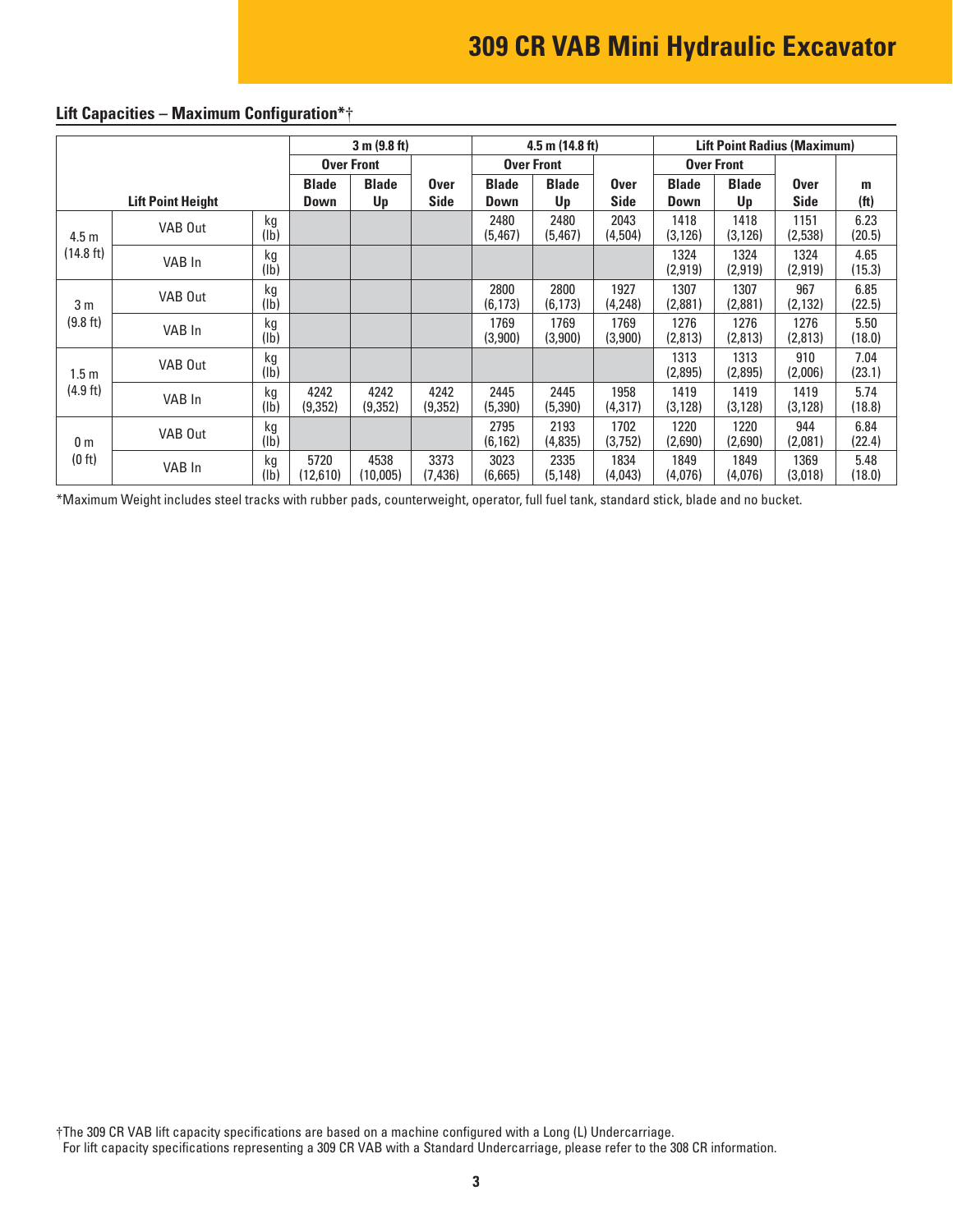## Lift Capacities – Maximum Configuration*†

| Lift Point Height | | | 3 m (9.8 ft) | | | 4.5 m (14.8 ft) | | | Lift Point Radius (Maximum) | | | |
|---|---|---|---|---|---|---|---|---|---|---|---|---|
| | | | Over Front | | | Over Front | | | Over Front | | | |
| | | | Blade Down | Blade Up | Over Side | Blade Down | Blade Up | Over Side | Blade Down | Blade Up | Over Side | m (ft) |
| 4.5 m (14.8 ft) | VAB Out | kg (lb) | | | | 2480 (5,467) | 2480 (5,467) | 2043 (4,504) | 1418 (3,126) | 1418 (3,126) | 1151 (2,538) | 6.23 (20.5) |
| | VAB In | kg (lb) | | | | | | | 1324 (2,919) | 1324 (2,919) | 1324 (2,919) | 4.65 (15.3) |
| 3 m (9.8 ft) | VAB Out | kg (lb) | | | | 2800 (6,173) | 2800 (6,173) | 1927 (4,248) | 1307 (2,881) | 1307 (2,881) | 967 (2,132) | 6.85 (22.5) |
| | VAB In | kg (lb) | | | | 1769 (3,900) | 1769 (3,900) | 1769 (3,900) | 1276 (2,813) | 1276 (2,813) | 1276 (2,813) | 5.50 (18.0) |
| 1.5 m (4.9 ft) | VAB Out | kg (lb) | | | | | | | 1313 (2,895) | 1313 (2,895) | 910 (2,006) | 7.04 (23.1) |
| | VAB In | kg (lb) | 4242 (9,352) | 4242 (9,352) | 4242 (9,352) | 2445 (5,390) | 2445 (5,390) | 1958 (4,317) | 1419 (3,128) | 1419 (3,128) | 1419 (3,128) | 5.74 (18.8) |
| 0 m (0 ft) | VAB Out | kg (lb) | | | | 2795 (6,162) | 2193 (4,835) | 1702 (3,752) | 1220 (2,690) | 1220 (2,690) | 944 (2,081) | 6.84 (22.4) |
| | VAB In | kg (lb) | 5720 (12,610) | 4538 (10,005) | 3373 (7,436) | 3023 (6,665) | 2335 (5,148) | 1834 (4,043) | 1849 (4,076) | 1849 (4,076) | 1369 (3,018) | 5.48 (18.0) |

*Maximum Weight includes steel tracks with rubber pads, counterweight, operator, full fuel tank, standard stick, blade and no bucket.

†The 309 CR VAB lift capacity specifications are based on a machine configured with a Long (L) Undercarriage.
For lift capacity specifications representing a 309 CR VAB with a Standard Undercarriage, please refer to the 308 CR information.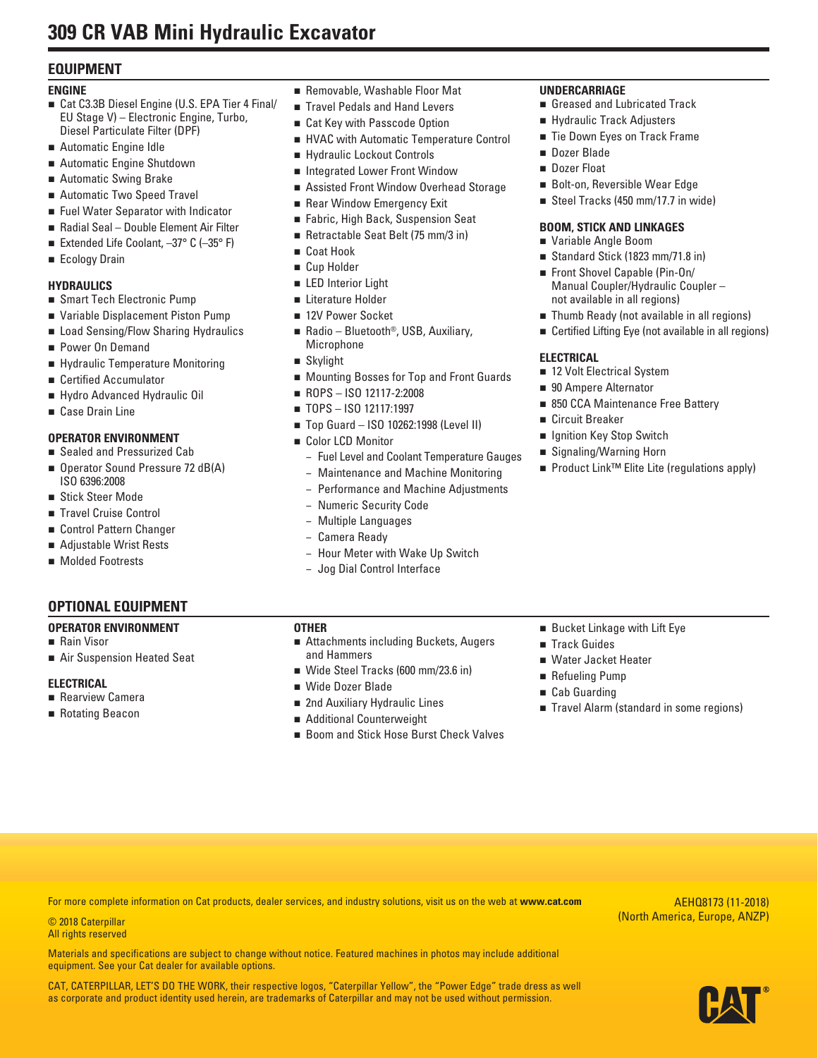# 309 CR VAB Mini Hydraulic Excavator

## EQUIPMENT

### ENGINE

- Cat C3.3B Diesel Engine (U.S. EPA Tier 4 Final/ EU Stage V) – Electronic Engine, Turbo, Diesel Particulate Filter (DPF)
- Automatic Engine Idle
- Automatic Engine Shutdown
- Automatic Swing Brake
- Automatic Two Speed Travel
- Fuel Water Separator with Indicator
- Radial Seal – Double Element Air Filter
- Extended Life Coolant, –37° C (–35° F)
- Ecology Drain

### HYDRAULICS

- Smart Tech Electronic Pump
- Variable Displacement Piston Pump
- Load Sensing/Flow Sharing Hydraulics
- Power On Demand
- Hydraulic Temperature Monitoring
- Certified Accumulator
- Hydro Advanced Hydraulic Oil
- Case Drain Line

### OPERATOR ENVIRONMENT

- Sealed and Pressurized Cab
- Operator Sound Pressure 72 dB(A) ISO 6396:2008
- Stick Steer Mode
- Travel Cruise Control
- Control Pattern Changer
- Adjustable Wrist Rests
- Molded Footrests
- Removable, Washable Floor Mat
- Travel Pedals and Hand Levers
- Cat Key with Passcode Option
- HVAC with Automatic Temperature Control
- Hydraulic Lockout Controls
- Integrated Lower Front Window
- Assisted Front Window Overhead Storage
- Rear Window Emergency Exit
- Fabric, High Back, Suspension Seat
- Retractable Seat Belt (75 mm/3 in)
- Coat Hook
- Cup Holder
- LED Interior Light
- Literature Holder
- 12V Power Socket
- Radio – Bluetooth®, USB, Auxiliary, Microphone
- Skylight
- Mounting Bosses for Top and Front Guards
- ROPS – ISO 12117-2:2008
- TOPS – ISO 12117:1997
- Top Guard – ISO 10262:1998 (Level II)
- Color LCD Monitor
  - Fuel Level and Coolant Temperature Gauges
  - Maintenance and Machine Monitoring
  - Performance and Machine Adjustments
  - Numeric Security Code
  - Multiple Languages
  - Camera Ready
  - Hour Meter with Wake Up Switch
  - Jog Dial Control Interface

### UNDERCARRIAGE

- Greased and Lubricated Track
- Hydraulic Track Adjusters
- Tie Down Eyes on Track Frame
- Dozer Blade
- Dozer Float
- Bolt-on, Reversible Wear Edge
- Steel Tracks (450 mm/17.7 in wide)

### BOOM, STICK AND LINKAGES

- Variable Angle Boom
- Standard Stick (1823 mm/71.8 in)
- Front Shovel Capable (Pin-On/ Manual Coupler/Hydraulic Coupler – not available in all regions)
- Thumb Ready (not available in all regions)
- Certified Lifting Eye (not available in all regions)

### ELECTRICAL

- 12 Volt Electrical System
- 90 Ampere Alternator
- 850 CCA Maintenance Free Battery
- Circuit Breaker
- Ignition Key Stop Switch
- Signaling/Warning Horn
- Product Link™ Elite Lite (regulations apply)

## OPTIONAL EQUIPMENT

### OPERATOR ENVIRONMENT

- Rain Visor
- Air Suspension Heated Seat

### ELECTRICAL

- Rearview Camera
- Rotating Beacon

### OTHER

- Attachments including Buckets, Augers and Hammers
- Wide Steel Tracks (600 mm/23.6 in)
- Wide Dozer Blade
- 2nd Auxiliary Hydraulic Lines
- Additional Counterweight
- Boom and Stick Hose Burst Check Valves
- Bucket Linkage with Lift Eye
- Track Guides
- Water Jacket Heater
- Refueling Pump
- Cab Guarding
- Travel Alarm (standard in some regions)

For more complete information on Cat products, dealer services, and industry solutions, visit us on the web at **www.cat.com**

© 2018 Caterpillar
All rights reserved

AEHQ8173 (11-2018)
(North America, Europe, ANZP)

Materials and specifications are subject to change without notice. Featured machines in photos may include additional equipment. See your Cat dealer for available options.

CAT, CATERPILLAR, LET'S DO THE WORK, their respective logos, "Caterpillar Yellow", the "Power Edge" trade dress as well as corporate and product identity used herein, are trademarks of Caterpillar and may not be used without permission.